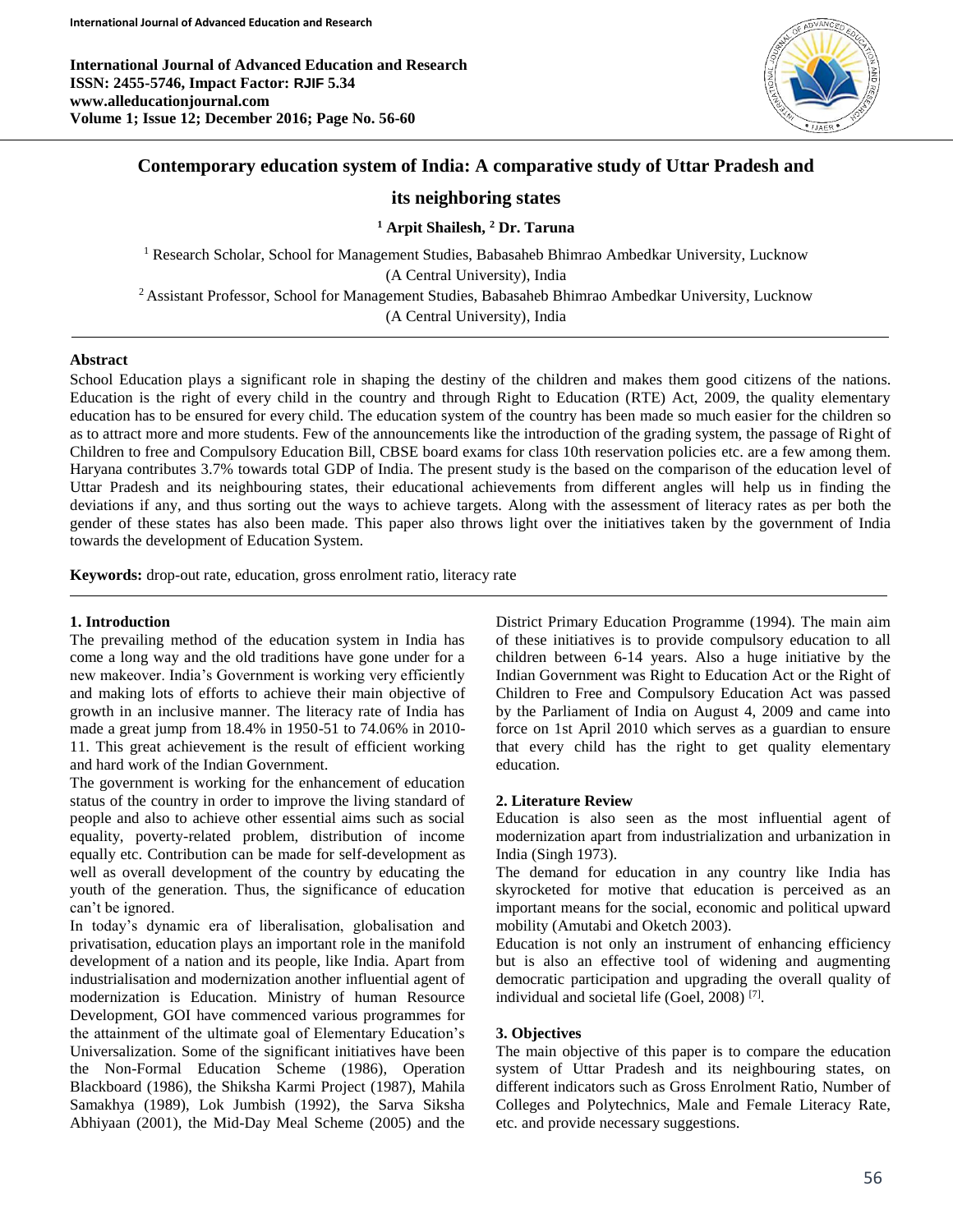# Contemporary education system of India: A comparative study of Uttar Pradesh and its neighboring states

**[1] Arpit Shailesh, [2] Dr. Taruna**

[1] Research Scholar, School for Management Studies, Babasaheb Bhimrao Ambedkar University, Lucknow (A Central University), India

[2] Assistant Professor, School for Management Studies, Babasaheb Bhimrao Ambedkar University, Lucknow (A Central University), India

## Abstract

School Education plays a significant role in shaping the destiny of the children and makes them good citizens of the nations. Education is the right of every child in the country and through Right to Education (RTE) Act, 2009, the quality elementary education has to be ensured for every child. The education system of the country has been made so much easier for the children so as to attract more and more students. Few of the announcements like the introduction of the grading system, the passage of Right of Children to free and Compulsory Education Bill, CBSE board exams for class 10th reservation policies etc. are a few among them. Haryana contributes 3.7% towards total GDP of India. The present study is the based on the comparison of the education level of Uttar Pradesh and its neighbouring states, their educational achievements from different angles will help us in finding the deviations if any, and thus sorting out the ways to achieve targets. Along with the assessment of literacy rates as per both the gender of these states has also been made. This paper also throws light over the initiatives taken by the government of India towards the development of Education System.

**Keywords:** drop-out rate, education, gross enrolment ratio, literacy rate

## 1. Introduction

The prevailing method of the education system in India has come a long way and the old traditions have gone under for a new makeover. India's Government is working very efficiently and making lots of efforts to achieve their main objective of growth in an inclusive manner. The literacy rate of India has made a great jump from 18.4% in 1950-51 to 74.06% in 2010-11. This great achievement is the result of efficient working and hard work of the Indian Government.

The government is working for the enhancement of education status of the country in order to improve the living standard of people and also to achieve other essential aims such as social equality, poverty-related problem, distribution of income equally etc. Contribution can be made for self-development as well as overall development of the country by educating the youth of the generation. Thus, the significance of education can't be ignored.

In today's dynamic era of liberalisation, globalisation and privatisation, education plays an important role in the manifold development of a nation and its people, like India. Apart from industrialisation and modernization another influential agent of modernization is Education. Ministry of human Resource Development, GOI have commenced various programmes for the attainment of the ultimate goal of Elementary Education's Universalization. Some of the significant initiatives have been the Non-Formal Education Scheme (1986), Operation Blackboard (1986), the Shiksha Karmi Project (1987), Mahila Samakhya (1989), Lok Jumbish (1992), the Sarva Siksha Abhiyaan (2001), the Mid-Day Meal Scheme (2005) and the District Primary Education Programme (1994). The main aim of these initiatives is to provide compulsory education to all children between 6-14 years. Also a huge initiative by the Indian Government was Right to Education Act or the Right of Children to Free and Compulsory Education Act was passed by the Parliament of India on August 4, 2009 and came into force on 1st April 2010 which serves as a guardian to ensure that every child has the right to get quality elementary education.

## 2. Literature Review

Education is also seen as the most influential agent of modernization apart from industrialization and urbanization in India (Singh 1973).

The demand for education in any country like India has skyrocketed for motive that education is perceived as an important means for the social, economic and political upward mobility (Amutabi and Oketch 2003).

Education is not only an instrument of enhancing efficiency but is also an effective tool of widening and augmenting democratic participation and upgrading the overall quality of individual and societal life (Goel, 2008) [7].

## 3. Objectives

The main objective of this paper is to compare the education system of Uttar Pradesh and its neighbouring states, on different indicators such as Gross Enrolment Ratio, Number of Colleges and Polytechnics, Male and Female Literacy Rate, etc. and provide necessary suggestions.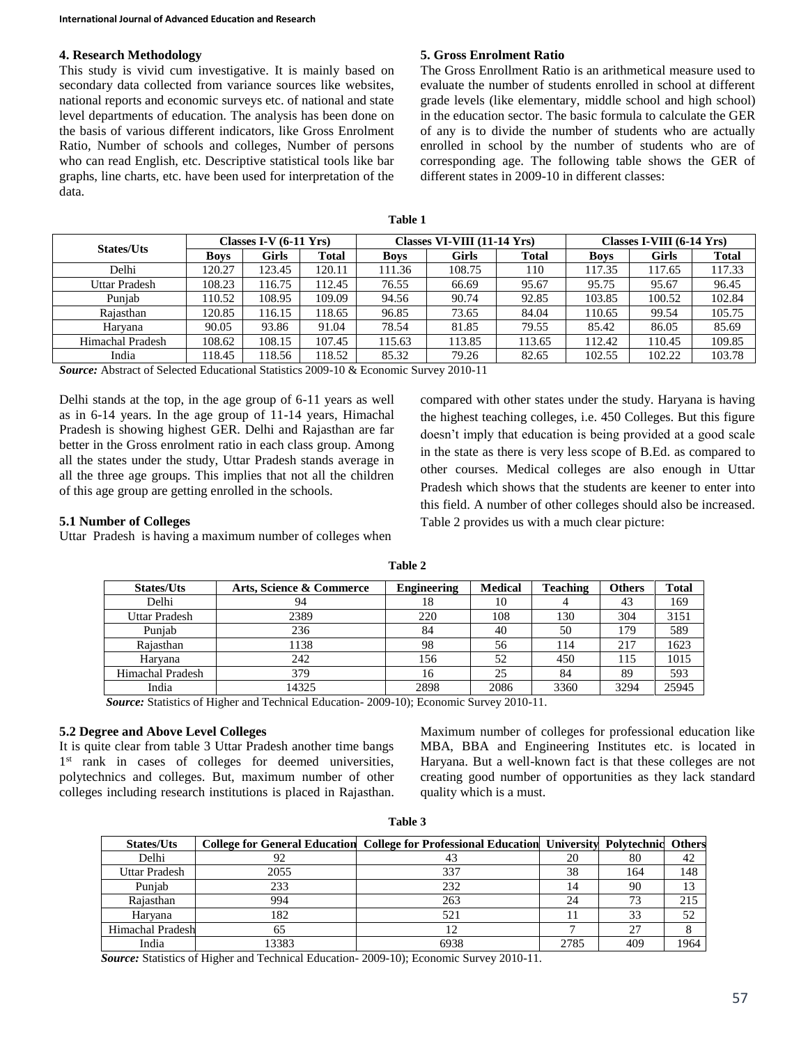## 4. Research Methodology

This study is vivid cum investigative. It is mainly based on secondary data collected from variance sources like websites, national reports and economic surveys etc. of national and state level departments of education. The analysis has been done on the basis of various different indicators, like Gross Enrolment Ratio, Number of schools and colleges, Number of persons who can read English, etc. Descriptive statistical tools like bar graphs, line charts, etc. have been used for interpretation of the data.

## 5. Gross Enrolment Ratio

The Gross Enrollment Ratio is an arithmetical measure used to evaluate the number of students enrolled in school at different grade levels (like elementary, middle school and high school) in the education sector. The basic formula to calculate the GER of any is to divide the number of students who are actually enrolled in school by the number of students who are of corresponding age. The following table shows the GER of different states in 2009-10 in different classes:

**Table 1**

| States/Uts | Classes I-V (6-11 Yrs) | | | Classes VI-VIII (11-14 Yrs) | | | Classes I-VIII (6-14 Yrs) | | |
|---|---|---|---|---|---|---|---|---|---|
| | Boys | Girls | Total | Boys | Girls | Total | Boys | Girls | Total |
| Delhi | 120.27 | 123.45 | 120.11 | 111.36 | 108.75 | 110 | 117.35 | 117.65 | 117.33 |
| Uttar Pradesh | 108.23 | 116.75 | 112.45 | 76.55 | 66.69 | 95.67 | 95.75 | 95.67 | 96.45 |
| Punjab | 110.52 | 108.95 | 109.09 | 94.56 | 90.74 | 92.85 | 103.85 | 100.52 | 102.84 |
| Rajasthan | 120.85 | 116.15 | 118.65 | 96.85 | 73.65 | 84.04 | 110.65 | 99.54 | 105.75 |
| Haryana | 90.05 | 93.86 | 91.04 | 78.54 | 81.85 | 79.55 | 85.42 | 86.05 | 85.69 |
| Himachal Pradesh | 108.62 | 108.15 | 107.45 | 115.63 | 113.85 | 113.65 | 112.42 | 110.45 | 109.85 |
| India | 118.45 | 118.56 | 118.52 | 85.32 | 79.26 | 82.65 | 102.55 | 102.22 | 103.78 |

***Source:*** Abstract of Selected Educational Statistics 2009-10 & Economic Survey 2010-11

Delhi stands at the top, in the age group of 6-11 years as well as in 6-14 years. In the age group of 11-14 years, Himachal Pradesh is showing highest GER. Delhi and Rajasthan are far better in the Gross enrolment ratio in each class group. Among all the states under the study, Uttar Pradesh stands average in all the three age groups. This implies that not all the children of this age group are getting enrolled in the schools.

### 5.1 Number of Colleges

Uttar Pradesh is having a maximum number of colleges when compared with other states under the study. Haryana is having the highest teaching colleges, i.e. 450 Colleges. But this figure doesn't imply that education is being provided at a good scale in the state as there is very less scope of B.Ed. as compared to other courses. Medical colleges are also enough in Uttar Pradesh which shows that the students are keener to enter into this field. A number of other colleges should also be increased. Table 2 provides us with a much clear picture:

**Table 2**

| States/Uts | Arts, Science & Commerce | Engineering | Medical | Teaching | Others | Total |
|---|---|---|---|---|---|---|
| Delhi | 94 | 18 | 10 | 4 | 43 | 169 |
| Uttar Pradesh | 2389 | 220 | 108 | 130 | 304 | 3151 |
| Punjab | 236 | 84 | 40 | 50 | 179 | 589 |
| Rajasthan | 1138 | 98 | 56 | 114 | 217 | 1623 |
| Haryana | 242 | 156 | 52 | 450 | 115 | 1015 |
| Himachal Pradesh | 379 | 16 | 25 | 84 | 89 | 593 |
| India | 14325 | 2898 | 2086 | 3360 | 3294 | 25945 |

***Source:*** Statistics of Higher and Technical Education- 2009-10); Economic Survey 2010-11.

### 5.2 Degree and Above Level Colleges

It is quite clear from table 3 Uttar Pradesh another time bangs 1st rank in cases of colleges for deemed universities, polytechnics and colleges. But, maximum number of other colleges including research institutions is placed in Rajasthan. Maximum number of colleges for professional education like MBA, BBA and Engineering Institutes etc. is located in Haryana. But a well-known fact is that these colleges are not creating good number of opportunities as they lack standard quality which is a must.

**Table 3**

| States/Uts | College for General Education | College for Professional Education | University | Polytechnic | Others |
|---|---|---|---|---|---|
| Delhi | 92 | 43 | 20 | 80 | 42 |
| Uttar Pradesh | 2055 | 337 | 38 | 164 | 148 |
| Punjab | 233 | 232 | 14 | 90 | 13 |
| Rajasthan | 994 | 263 | 24 | 73 | 215 |
| Haryana | 182 | 521 | 11 | 33 | 52 |
| Himachal Pradesh | 65 | 12 | 7 | 27 | 8 |
| India | 13383 | 6938 | 2785 | 409 | 1964 |

***Source:*** Statistics of Higher and Technical Education- 2009-10); Economic Survey 2010-11.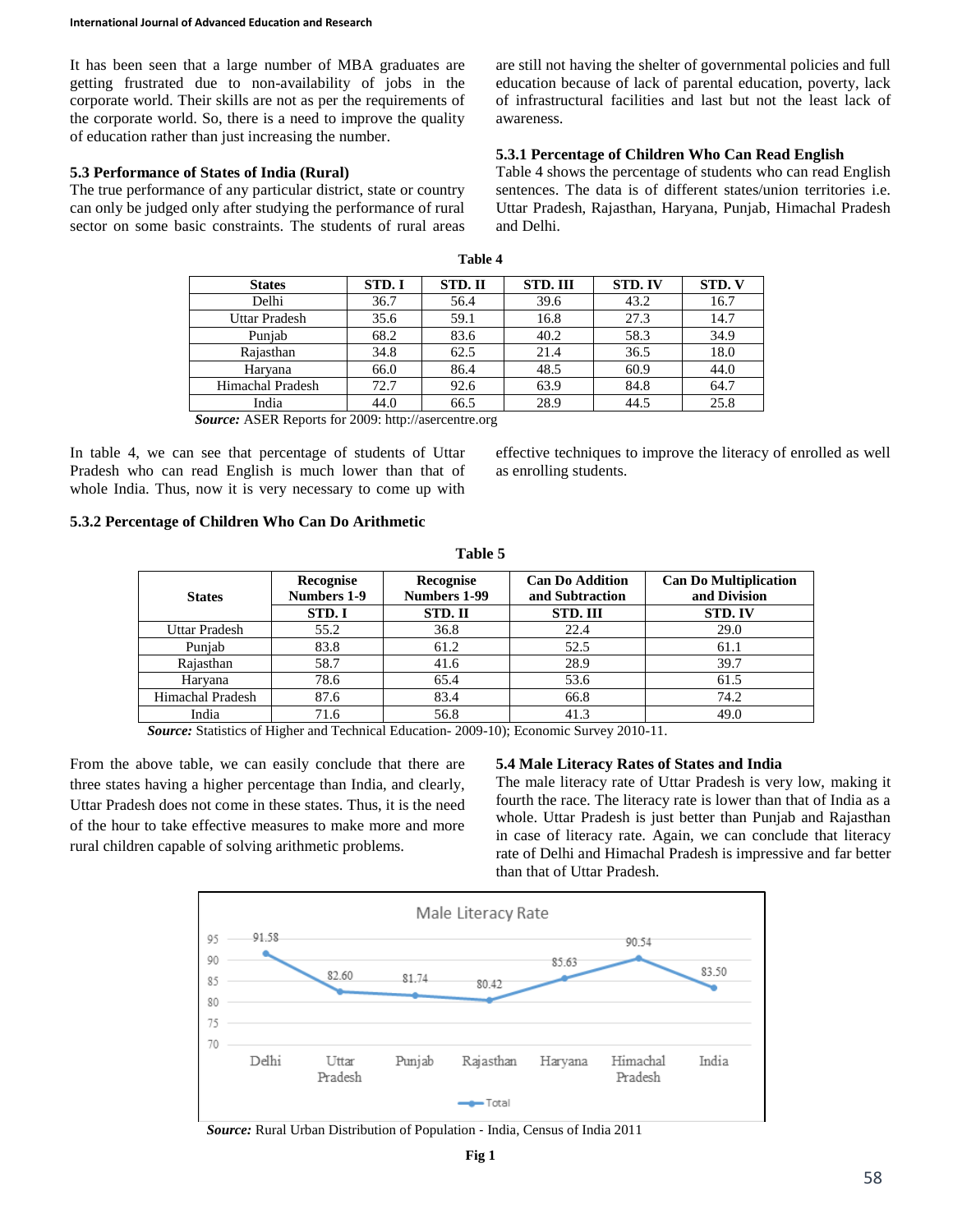It has been seen that a large number of MBA graduates are getting frustrated due to non-availability of jobs in the corporate world. Their skills are not as per the requirements of the corporate world. So, there is a need to improve the quality of education rather than just increasing the number.

### 5.3 Performance of States of India (Rural)

The true performance of any particular district, state or country can only be judged only after studying the performance of rural sector on some basic constraints. The students of rural areas are still not having the shelter of governmental policies and full education because of lack of parental education, poverty, lack of infrastructural facilities and last but not the least lack of awareness.

#### 5.3.1 Percentage of Children Who Can Read English

Table 4 shows the percentage of students who can read English sentences. The data is of different states/union territories i.e. Uttar Pradesh, Rajasthan, Haryana, Punjab, Himachal Pradesh and Delhi.

**Table 4**

| States | STD. I | STD. II | STD. III | STD. IV | STD. V |
|---|---|---|---|---|---|
| Delhi | 36.7 | 56.4 | 39.6 | 43.2 | 16.7 |
| Uttar Pradesh | 35.6 | 59.1 | 16.8 | 27.3 | 14.7 |
| Punjab | 68.2 | 83.6 | 40.2 | 58.3 | 34.9 |
| Rajasthan | 34.8 | 62.5 | 21.4 | 36.5 | 18.0 |
| Haryana | 66.0 | 86.4 | 48.5 | 60.9 | 44.0 |
| Himachal Pradesh | 72.7 | 92.6 | 63.9 | 84.8 | 64.7 |
| India | 44.0 | 66.5 | 28.9 | 44.5 | 25.8 |

***Source:*** ASER Reports for 2009: http://asercentre.org

In table 4, we can see that percentage of students of Uttar Pradesh who can read English is much lower than that of whole India. Thus, now it is very necessary to come up with effective techniques to improve the literacy of enrolled as well as enrolling students.

#### 5.3.2 Percentage of Children Who Can Do Arithmetic

**Table 5**

| States | Recognise Numbers 1-9 | Recognise Numbers 1-99 | Can Do Addition and Subtraction | Can Do Multiplication and Division |
|---|---|---|---|---|
| | STD. I | STD. II | STD. III | STD. IV |
| Uttar Pradesh | 55.2 | 36.8 | 22.4 | 29.0 |
| Punjab | 83.8 | 61.2 | 52.5 | 61.1 |
| Rajasthan | 58.7 | 41.6 | 28.9 | 39.7 |
| Haryana | 78.6 | 65.4 | 53.6 | 61.5 |
| Himachal Pradesh | 87.6 | 83.4 | 66.8 | 74.2 |
| India | 71.6 | 56.8 | 41.3 | 49.0 |

***Source:*** Statistics of Higher and Technical Education- 2009-10); Economic Survey 2010-11.

From the above table, we can easily conclude that there are three states having a higher percentage than India, and clearly, Uttar Pradesh does not come in these states. Thus, it is the need of the hour to take effective measures to make more and more rural children capable of solving arithmetic problems.

### 5.4 Male Literacy Rates of States and India

The male literacy rate of Uttar Pradesh is very low, making it fourth the race. The literacy rate is lower than that of India as a whole. Uttar Pradesh is just better than Punjab and Rajasthan in case of literacy rate. Again, we can conclude that literacy rate of Delhi and Himachal Pradesh is impressive and far better than that of Uttar Pradesh.

Male Literacy Rate

| | Delhi | Uttar Pradesh | Punjab | Rajasthan | Haryana | Himachal Pradesh | India |
|---|---|---|---|---|---|---|---|
| Total | 91.58 | 82.60 | 81.74 | 80.42 | 85.63 | 90.54 | 83.50 |

***Source:*** Rural Urban Distribution of Population - India, Census of India 2011

**Fig 1**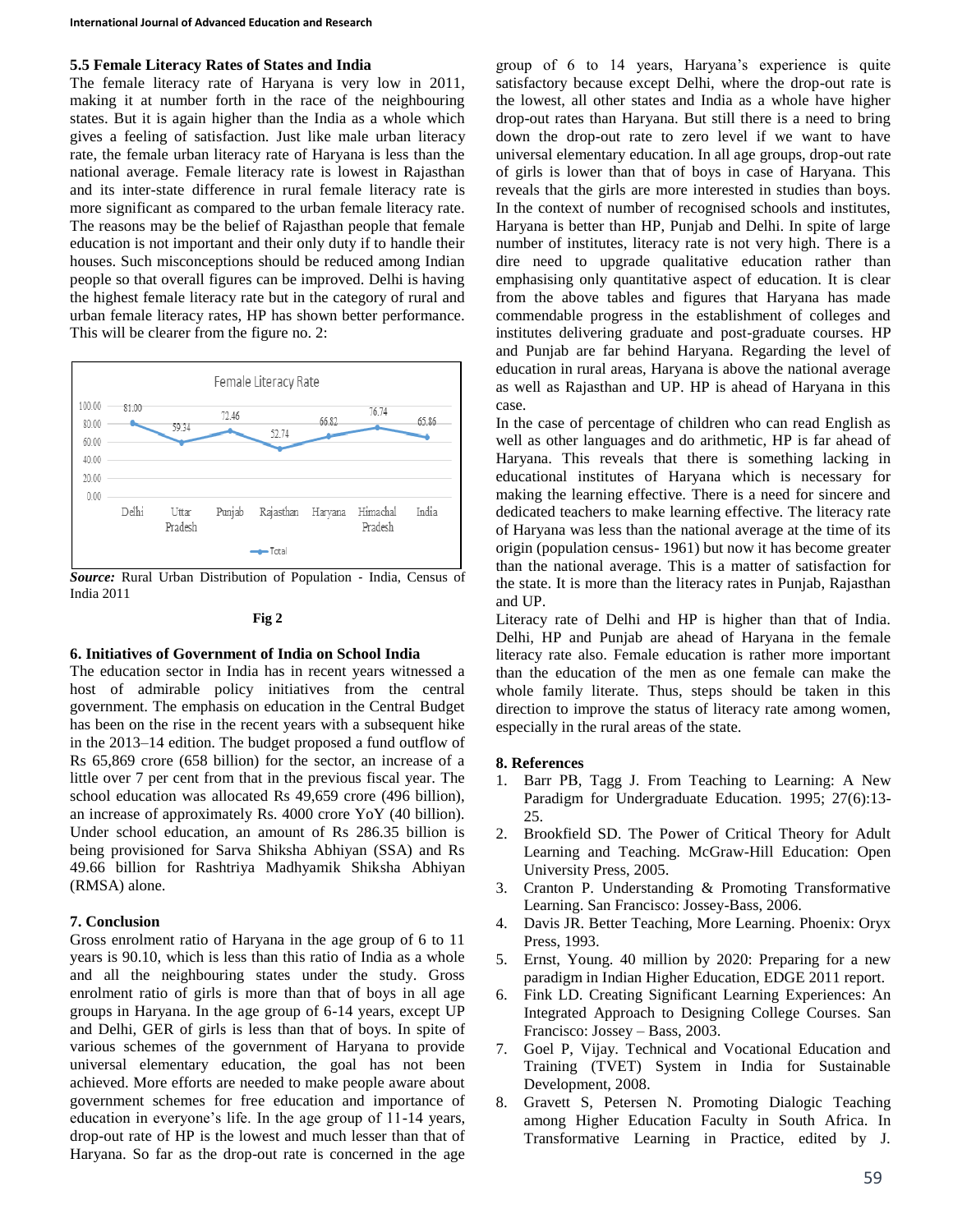### 5.5 Female Literacy Rates of States and India

The female literacy rate of Haryana is very low in 2011, making it at number forth in the race of the neighbouring states. But it is again higher than the India as a whole which gives a feeling of satisfaction. Just like male urban literacy rate, the female urban literacy rate of Haryana is less than the national average. Female literacy rate is lowest in Rajasthan and its inter-state difference in rural female literacy rate is more significant as compared to the urban female literacy rate. The reasons may be the belief of Rajasthan people that female education is not important and their only duty if to handle their houses. Such misconceptions should be reduced among Indian people so that overall figures can be improved. Delhi is having the highest female literacy rate but in the category of rural and urban female literacy rates, HP has shown better performance. This will be clearer from the figure no. 2:

Female Literacy Rate

| | Delhi | Uttar Pradesh | Punjab | Rajasthan | Haryana | Himachal Pradesh | India |
|---|---|---|---|---|---|---|---|
| Total | 81.00 | 59.34 | 72.46 | 52.74 | 66.82 | 76.74 | 65.86 |

***Source:*** Rural Urban Distribution of Population - India, Census of India 2011

**Fig 2**

### 6. Initiatives of Government of India on School India

The education sector in India has in recent years witnessed a host of admirable policy initiatives from the central government. The emphasis on education in the Central Budget has been on the rise in the recent years with a subsequent hike in the 2013–14 edition. The budget proposed a fund outflow of Rs 65,869 crore (658 billion) for the sector, an increase of a little over 7 per cent from that in the previous fiscal year. The school education was allocated Rs 49,659 crore (496 billion), an increase of approximately Rs. 4000 crore YoY (40 billion). Under school education, an amount of Rs 286.35 billion is being provisioned for Sarva Shiksha Abhiyan (SSA) and Rs 49.66 billion for Rashtriya Madhyamik Shiksha Abhiyan (RMSA) alone.

### 7. Conclusion

Gross enrolment ratio of Haryana in the age group of 6 to 11 years is 90.10, which is less than this ratio of India as a whole and all the neighbouring states under the study. Gross enrolment ratio of girls is more than that of boys in all age groups in Haryana. In the age group of 6-14 years, except UP and Delhi, GER of girls is less than that of boys. In spite of various schemes of the government of Haryana to provide universal elementary education, the goal has not been achieved. More efforts are needed to make people aware about government schemes for free education and importance of education in everyone's life. In the age group of 11-14 years, drop-out rate of HP is the lowest and much lesser than that of Haryana. So far as the drop-out rate is concerned in the age group of 6 to 14 years, Haryana's experience is quite satisfactory because except Delhi, where the drop-out rate is the lowest, all other states and India as a whole have higher drop-out rates than Haryana. But still there is a need to bring down the drop-out rate to zero level if we want to have universal elementary education. In all age groups, drop-out rate of girls is lower than that of boys in case of Haryana. This reveals that the girls are more interested in studies than boys. In the context of number of recognised schools and institutes, Haryana is better than HP, Punjab and Delhi. In spite of large number of institutes, literacy rate is not very high. There is a dire need to upgrade qualitative education rather than emphasising only quantitative aspect of education. It is clear from the above tables and figures that Haryana has made commendable progress in the establishment of colleges and institutes delivering graduate and post-graduate courses. HP and Punjab are far behind Haryana. Regarding the level of education in rural areas, Haryana is above the national average as well as Rajasthan and UP. HP is ahead of Haryana in this case.

In the case of percentage of children who can read English as well as other languages and do arithmetic, HP is far ahead of Haryana. This reveals that there is something lacking in educational institutes of Haryana which is necessary for making the learning effective. There is a need for sincere and dedicated teachers to make learning effective. The literacy rate of Haryana was less than the national average at the time of its origin (population census- 1961) but now it has become greater than the national average. This is a matter of satisfaction for the state. It is more than the literacy rates in Punjab, Rajasthan and UP.

Literacy rate of Delhi and HP is higher than that of India. Delhi, HP and Punjab are ahead of Haryana in the female literacy rate also. Female education is rather more important than the education of the men as one female can make the whole family literate. Thus, steps should be taken in this direction to improve the status of literacy rate among women, especially in the rural areas of the state.

### 8. References

1. Barr PB, Tagg J. From Teaching to Learning: A New Paradigm for Undergraduate Education. 1995; 27(6):13-25.
2. Brookfield SD. The Power of Critical Theory for Adult Learning and Teaching. McGraw-Hill Education: Open University Press, 2005.
3. Cranton P. Understanding & Promoting Transformative Learning. San Francisco: Jossey-Bass, 2006.
4. Davis JR. Better Teaching, More Learning. Phoenix: Oryx Press, 1993.
5. Ernst, Young. 40 million by 2020: Preparing for a new paradigm in Indian Higher Education, EDGE 2011 report.
6. Fink LD. Creating Significant Learning Experiences: An Integrated Approach to Designing College Courses. San Francisco: Jossey – Bass, 2003.
7. Goel P, Vijay. Technical and Vocational Education and Training (TVET) System in India for Sustainable Development, 2008.
8. Gravett S, Petersen N. Promoting Dialogic Teaching among Higher Education Faculty in South Africa. In Transformative Learning in Practice, edited by J.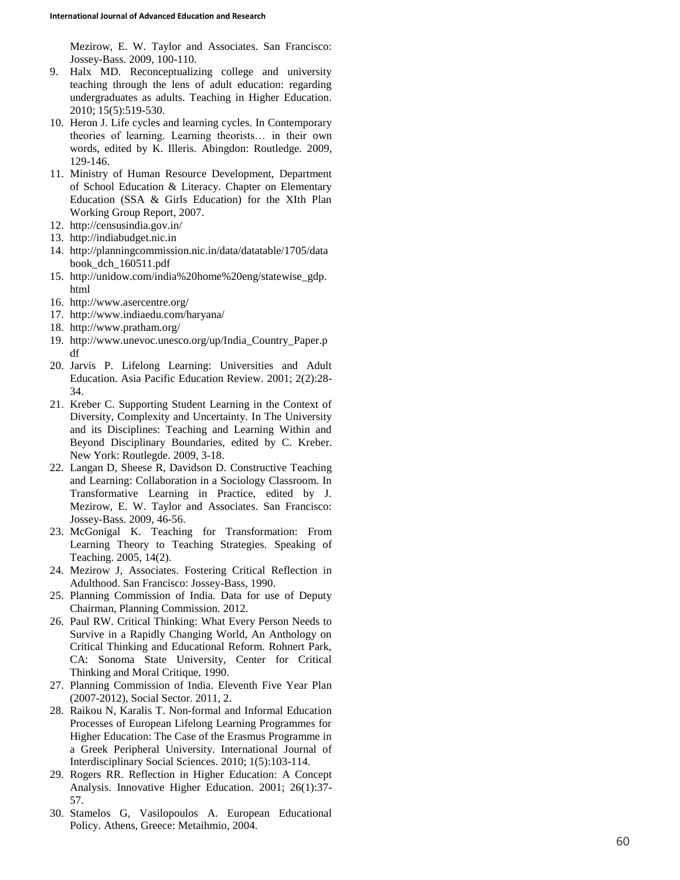Mezirow, E. W. Taylor and Associates. San Francisco: Jossey-Bass. 2009, 100-110.

9. Halx MD. Reconceptualizing college and university teaching through the lens of adult education: regarding undergraduates as adults. Teaching in Higher Education. 2010; 15(5):519-530.
10. Heron J. Life cycles and learning cycles. In Contemporary theories of learning. Learning theorists… in their own words, edited by K. Illeris. Abingdon: Routledge. 2009, 129-146.
11. Ministry of Human Resource Development, Department of School Education & Literacy. Chapter on Elementary Education (SSA & Girls Education) for the XIth Plan Working Group Report, 2007.
12. http://censusindia.gov.in/
13. http://indiabudget.nic.in
14. http://planningcommission.nic.in/data/datatable/1705/databook_dch_160511.pdf
15. http://unidow.com/india%20home%20eng/statewise_gdp.html
16. http://www.asercentre.org/
17. http://www.indiaedu.com/haryana/
18. http://www.pratham.org/
19. http://www.unevoc.unesco.org/up/India_Country_Paper.pdf
20. Jarvis P. Lifelong Learning: Universities and Adult Education. Asia Pacific Education Review. 2001; 2(2):28-34.
21. Kreber C. Supporting Student Learning in the Context of Diversity, Complexity and Uncertainty. In The University and its Disciplines: Teaching and Learning Within and Beyond Disciplinary Boundaries, edited by C. Kreber. New York: Routlegde. 2009, 3-18.
22. Langan D, Sheese R, Davidson D. Constructive Teaching and Learning: Collaboration in a Sociology Classroom. In Transformative Learning in Practice, edited by J. Mezirow, E. W. Taylor and Associates. San Francisco: Jossey-Bass. 2009, 46-56.
23. McGonigal K. Teaching for Transformation: From Learning Theory to Teaching Strategies. Speaking of Teaching. 2005, 14(2).
24. Mezirow J, Associates. Fostering Critical Reflection in Adulthood. San Francisco: Jossey-Bass, 1990.
25. Planning Commission of India. Data for use of Deputy Chairman, Planning Commission. 2012.
26. Paul RW. Critical Thinking: What Every Person Needs to Survive in a Rapidly Changing World, An Anthology on Critical Thinking and Educational Reform. Rohnert Park, CA: Sonoma State University, Center for Critical Thinking and Moral Critique, 1990.
27. Planning Commission of India. Eleventh Five Year Plan (2007-2012), Social Sector. 2011, 2.
28. Raikou N, Karalis T. Non-formal and Informal Education Processes of European Lifelong Learning Programmes for Higher Education: The Case of the Erasmus Programme in a Greek Peripheral University. International Journal of Interdisciplinary Social Sciences. 2010; 1(5):103-114.
29. Rogers RR. Reflection in Higher Education: A Concept Analysis. Innovative Higher Education. 2001; 26(1):37-57.
30. Stamelos G, Vasilopoulos A. European Educational Policy. Athens, Greece: Metaihmio, 2004.